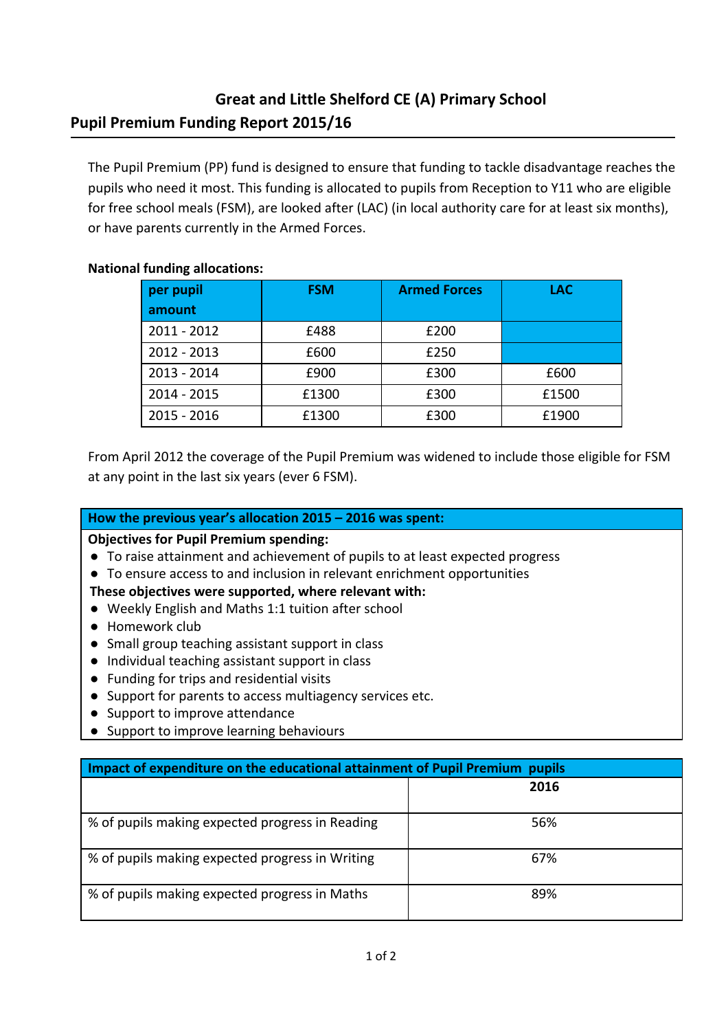# Great and Little Shelford CE (A) Primary School

## Pupil Premium Funding Report 2015/16

The Pupil Premium (PP) fund is designed to ensure that funding to tackle disadvantage reaches the pupils who need it most. This funding is allocated to pupils from Reception to Y11 who are eligible for free school meals (FSM), are looked after (LAC) (in local authority care for at least six months), or have parents currently in the Armed Forces.

**National funding allocations:**

| per pupil amount | FSM | Armed Forces | LAC |
|---|---|---|---|
| 2011 - 2012 | £488 | £200 | |
| 2012 - 2013 | £600 | £250 | |
| 2013 - 2014 | £900 | £300 | £600 |
| 2014 - 2015 | £1300 | £300 | £1500 |
| 2015 - 2016 | £1300 | £300 | £1900 |

From April 2012 the coverage of the Pupil Premium was widened to include those eligible for FSM at any point in the last six years (ever 6 FSM).

### How the previous year's allocation 2015 – 2016 was spent:

**Objectives for Pupil Premium spending:**

- To raise attainment and achievement of pupils to at least expected progress
- To ensure access to and inclusion in relevant enrichment opportunities

**These objectives were supported, where relevant with:**

- Weekly English and Maths 1:1 tuition after school
- Homework club
- Small group teaching assistant support in class
- Individual teaching assistant support in class
- Funding for trips and residential visits
- Support for parents to access multiagency services etc.
- Support to improve attendance
- Support to improve learning behaviours

### Impact of expenditure on the educational attainment of Pupil Premium pupils

| | 2016 |
|---|---|
| % of pupils making expected progress in Reading | 56% |
| % of pupils making expected progress in Writing | 67% |
| % of pupils making expected progress in Maths | 89% |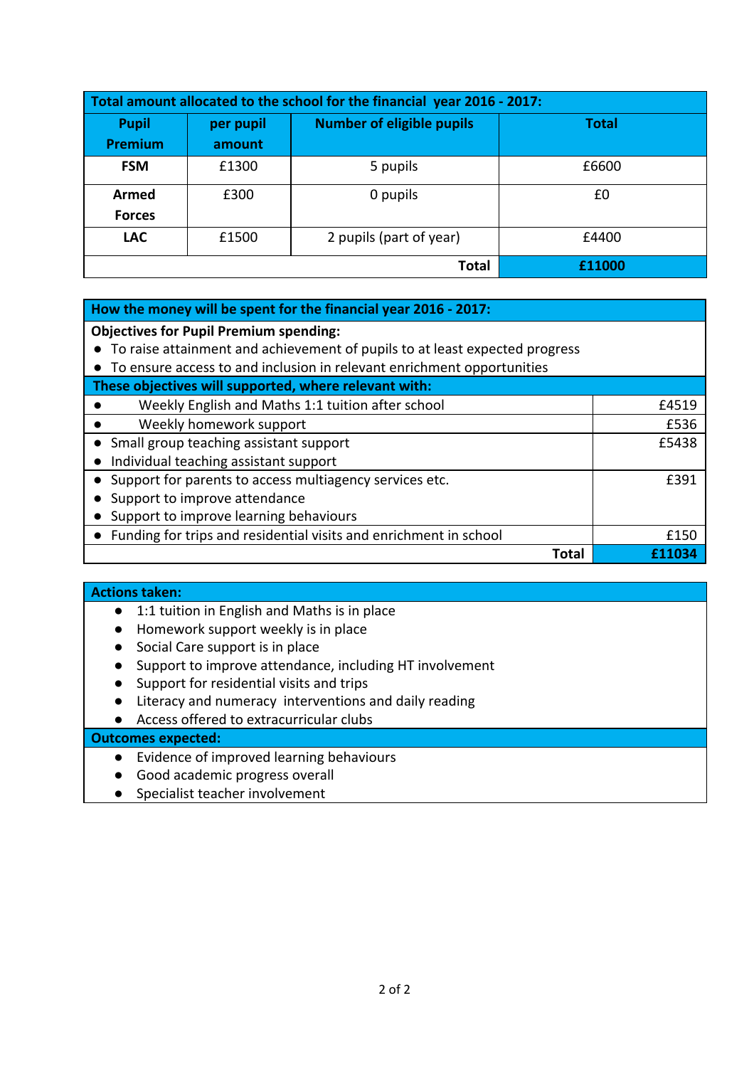| Total amount allocated to the school for the financial year 2016 - 2017: | | | |
|---|---|---|---|
| **Pupil Premium** | **per pupil amount** | **Number of eligible pupils** | **Total** |
| **FSM** | £1300 | 5 pupils | £6600 |
| **Armed Forces** | £300 | 0 pupils | £0 |
| **LAC** | £1500 | 2 pupils (part of year) | £4400 |
| | | **Total** | **£11000** |

| How the money will be spent for the financial year 2016 - 2017: | |
|---|---|
| **Objectives for Pupil Premium spending:**<br>● To raise attainment and achievement of pupils to at least expected progress<br>● To ensure access to and inclusion in relevant enrichment opportunities | |
| **These objectives will supported, where relevant with:** | |
| ● Weekly English and Maths 1:1 tuition after school | £4519 |
| ● Weekly homework support | £536 |
| ● Small group teaching assistant support<br>● Individual teaching assistant support | £5438 |
| ● Support for parents to access multiagency services etc.<br>● Support to improve attendance<br>● Support to improve learning behaviours | £391 |
| ● Funding for trips and residential visits and enrichment in school | £150 |
| **Total** | **£11034** |

**Actions taken:**

- 1:1 tuition in English and Maths is in place
- Homework support weekly is in place
- Social Care support is in place
- Support to improve attendance, including HT involvement
- Support for residential visits and trips
- Literacy and numeracy interventions and daily reading
- Access offered to extracurricular clubs

**Outcomes expected:**

- Evidence of improved learning behaviours
- Good academic progress overall
- Specialist teacher involvement